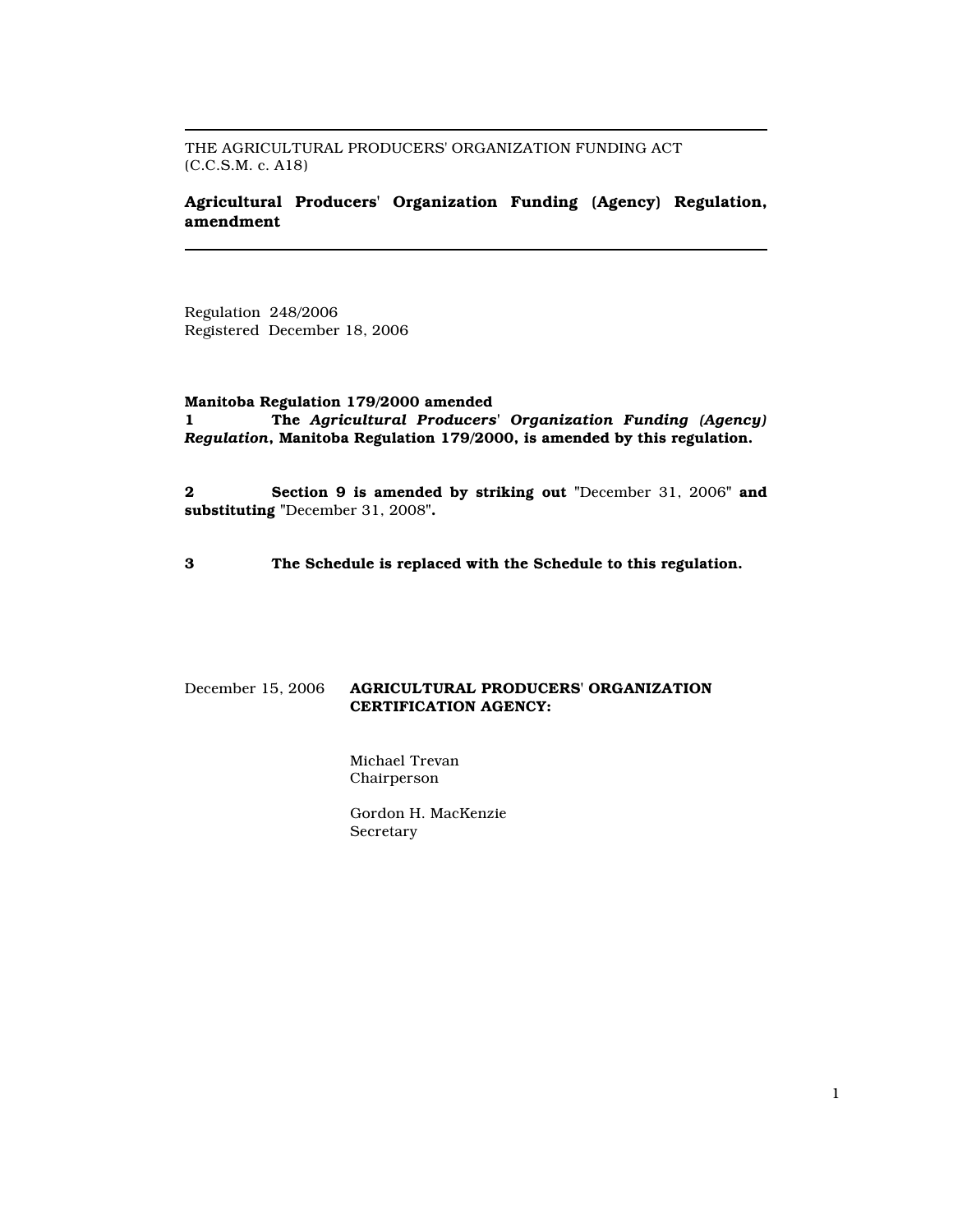THE AGRICULTURAL PRODUCERS' ORGANIZATION FUNDING ACT
(C.C.S.M. c. A18)

# Agricultural Producers' Organization Funding (Agency) Regulation, amendment

Regulation 248/2006
Registered December 18, 2006

**Manitoba Regulation 179/2000 amended**

**1** **The *Agricultural Producers' Organization Funding (Agency) Regulation*, Manitoba Regulation 179/2000, is amended by this regulation.**

**2** **Section 9 is amended by striking out** "December 31, 2006" **and substituting** "December 31, 2008"**.**

**3** **The Schedule is replaced with the Schedule to this regulation.**

December 15, 2006 **AGRICULTURAL PRODUCERS' ORGANIZATION CERTIFICATION AGENCY:**

Michael Trevan
Chairperson

Gordon H. MacKenzie
Secretary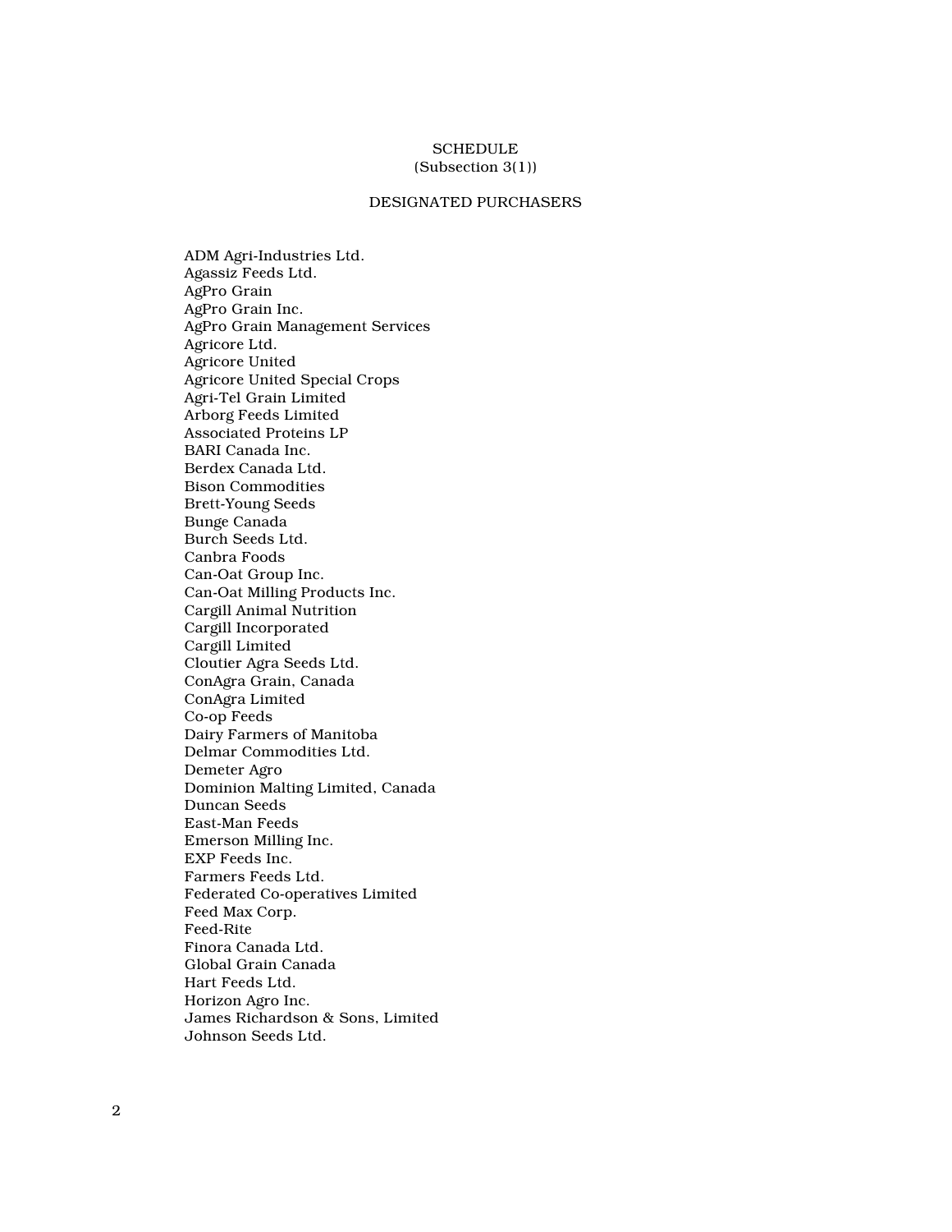SCHEDULE
(Subsection 3(1))

DESIGNATED PURCHASERS

ADM Agri-Industries Ltd.
Agassiz Feeds Ltd.
AgPro Grain
AgPro Grain Inc.
AgPro Grain Management Services
Agricore Ltd.
Agricore United
Agricore United Special Crops
Agri-Tel Grain Limited
Arborg Feeds Limited
Associated Proteins LP
BARI Canada Inc.
Berdex Canada Ltd.
Bison Commodities
Brett-Young Seeds
Bunge Canada
Burch Seeds Ltd.
Canbra Foods
Can-Oat Group Inc.
Can-Oat Milling Products Inc.
Cargill Animal Nutrition
Cargill Incorporated
Cargill Limited
Cloutier Agra Seeds Ltd.
ConAgra Grain, Canada
ConAgra Limited
Co-op Feeds
Dairy Farmers of Manitoba
Delmar Commodities Ltd.
Demeter Agro
Dominion Malting Limited, Canada
Duncan Seeds
East-Man Feeds
Emerson Milling Inc.
EXP Feeds Inc.
Farmers Feeds Ltd.
Federated Co-operatives Limited
Feed Max Corp.
Feed-Rite
Finora Canada Ltd.
Global Grain Canada
Hart Feeds Ltd.
Horizon Agro Inc.
James Richardson & Sons, Limited
Johnson Seeds Ltd.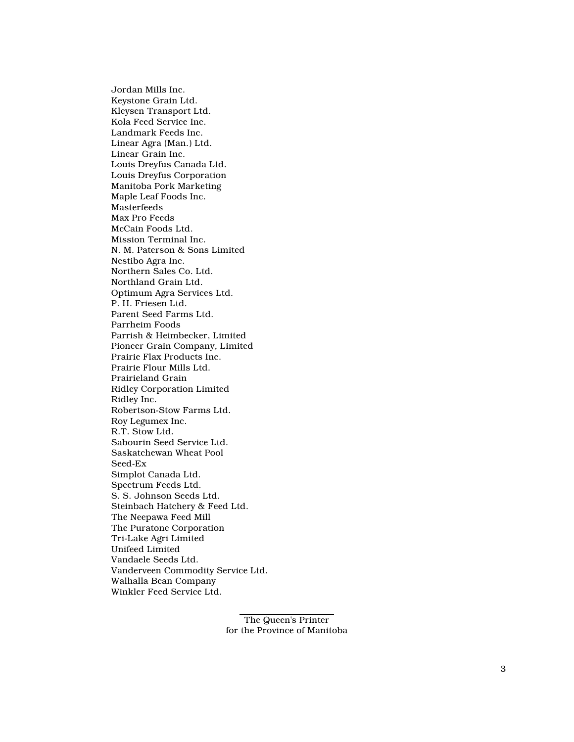Jordan Mills Inc.
Keystone Grain Ltd.
Kleysen Transport Ltd.
Kola Feed Service Inc.
Landmark Feeds Inc.
Linear Agra (Man.) Ltd.
Linear Grain Inc.
Louis Dreyfus Canada Ltd.
Louis Dreyfus Corporation
Manitoba Pork Marketing
Maple Leaf Foods Inc.
Masterfeeds
Max Pro Feeds
McCain Foods Ltd.
Mission Terminal Inc.
N. M. Paterson & Sons Limited
Nestibo Agra Inc.
Northern Sales Co. Ltd.
Northland Grain Ltd.
Optimum Agra Services Ltd.
P. H. Friesen Ltd.
Parent Seed Farms Ltd.
Parrheim Foods
Parrish & Heimbecker, Limited
Pioneer Grain Company, Limited
Prairie Flax Products Inc.
Prairie Flour Mills Ltd.
Prairieland Grain
Ridley Corporation Limited
Ridley Inc.
Robertson-Stow Farms Ltd.
Roy Legumex Inc.
R.T. Stow Ltd.
Sabourin Seed Service Ltd.
Saskatchewan Wheat Pool
Seed-Ex
Simplot Canada Ltd.
Spectrum Feeds Ltd.
S. S. Johnson Seeds Ltd.
Steinbach Hatchery & Feed Ltd.
The Neepawa Feed Mill
The Puratone Corporation
Tri-Lake Agri Limited
Unifeed Limited
Vandaele Seeds Ltd.
Vanderveen Commodity Service Ltd.
Walhalla Bean Company
Winkler Feed Service Ltd.

---

The Queen's Printer
for the Province of Manitoba